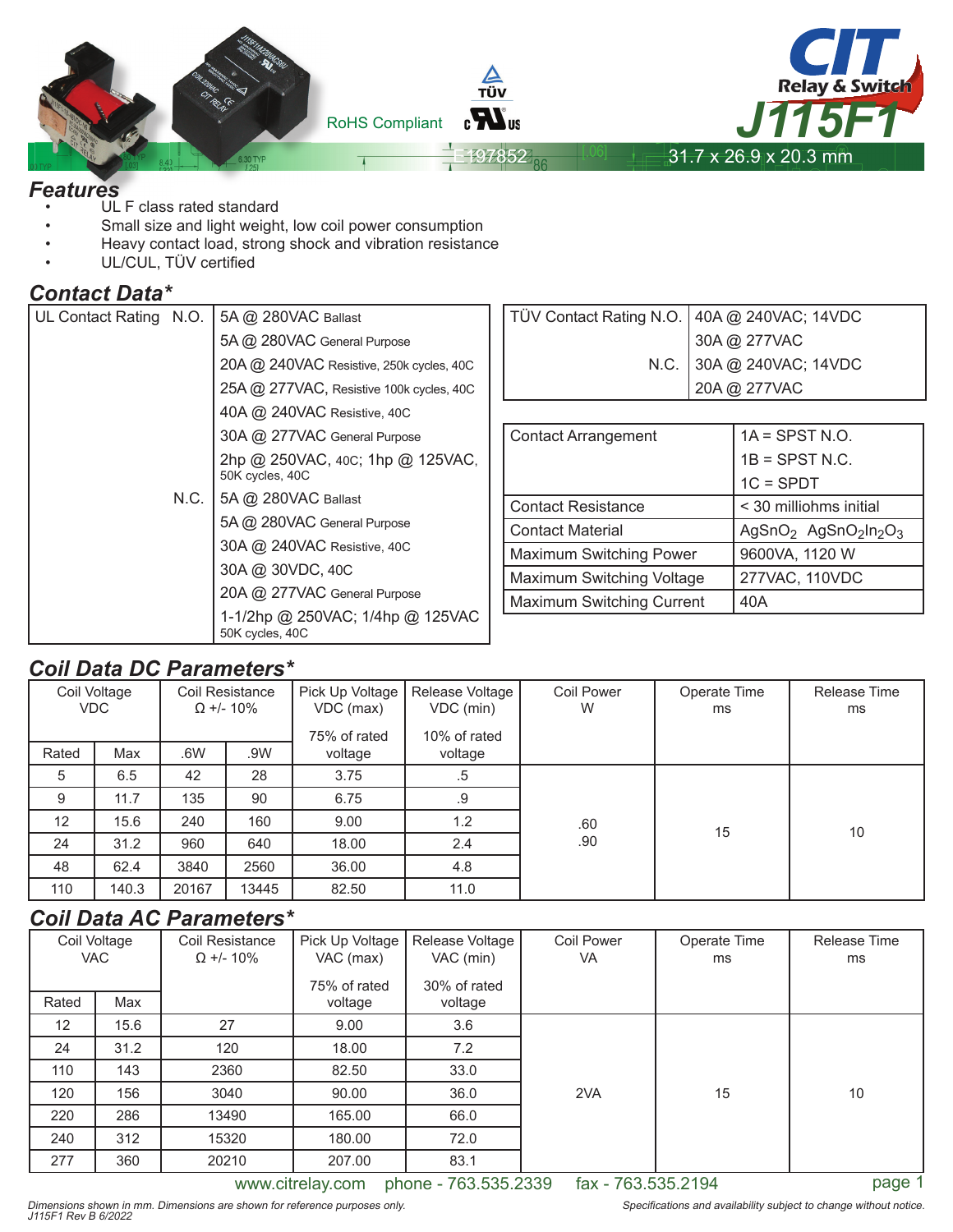# CIT Relay & Switch J115F1

RoHS Compliant

E197852

31.7 x 26.9 x 20.3 mm

## Features

- UL F class rated standard
- Small size and light weight, low coil power consumption
- Heavy contact load, strong shock and vibration resistance
- UL/CUL, TÜV certified

## Contact Data*

| UL Contact Rating | | |
|---|---|---|
| | N.O. | 5A @ 280VAC Ballast |
| | | 5A @ 280VAC General Purpose |
| | | 20A @ 240VAC Resistive, 250k cycles, 40C |
| | | 25A @ 277VAC, Resistive 100k cycles, 40C |
| | | 40A @ 240VAC Resistive, 40C |
| | | 30A @ 277VAC General Purpose |
| | | 2hp @ 250VAC, 40C; 1hp @ 125VAC, 50K cycles, 40C |
| | N.C. | 5A @ 280VAC Ballast |
| | | 5A @ 280VAC General Purpose |
| | | 30A @ 240VAC Resistive, 40C |
| | | 30A @ 30VDC, 40C |
| | | 20A @ 277VAC General Purpose |
| | | 1-1/2hp @ 250VAC; 1/4hp @ 125VAC 50K cycles, 40C |

| TÜV Contact Rating | | |
|---|---|---|
| | N.O. | 40A @ 240VAC; 14VDC |
| | | 30A @ 277VAC |
| | N.C. | 30A @ 240VAC; 14VDC |
| | | 20A @ 277VAC |

| Parameter | Value |
|---|---|
| Contact Arrangement | 1A = SPST N.O.<br>1B = SPST N.C.<br>1C = SPDT |
| Contact Resistance | < 30 milliohms initial |
| Contact Material | $AgSnO_2$ $AgSnO_2In_2O_3$ |
| Maximum Switching Power | 9600VA, 1120 W |
| Maximum Switching Voltage | 277VAC, 110VDC |
| Maximum Switching Current | 40A |

## Coil Data DC Parameters*

| Coil Voltage VDC | | Coil Resistance Ω +/- 10% | | Pick Up Voltage VDC (max) 75% of rated voltage | Release Voltage VDC (min) 10% of rated voltage | Coil Power W | Operate Time ms | Release Time ms |
|---|---|---|---|---|---|---|---|---|
| Rated | Max | .6W | .9W | | | | | |
| 5 | 6.5 | 42 | 28 | 3.75 | .5 | .60<br>.90 | 15 | 10 |
| 9 | 11.7 | 135 | 90 | 6.75 | .9 | | | |
| 12 | 15.6 | 240 | 160 | 9.00 | 1.2 | | | |
| 24 | 31.2 | 960 | 640 | 18.00 | 2.4 | | | |
| 48 | 62.4 | 3840 | 2560 | 36.00 | 4.8 | | | |
| 110 | 140.3 | 20167 | 13445 | 82.50 | 11.0 | | | |

## Coil Data AC Parameters*

| Coil Voltage VAC | | Coil Resistance Ω +/- 10% | Pick Up Voltage VAC (max) 75% of rated voltage | Release Voltage VAC (min) 30% of rated voltage | Coil Power VA | Operate Time ms | Release Time ms |
|---|---|---|---|---|---|---|---|
| Rated | Max | | | | | | |
| 12 | 15.6 | 27 | 9.00 | 3.6 | 2VA | 15 | 10 |
| 24 | 31.2 | 120 | 18.00 | 7.2 | | | |
| 110 | 143 | 2360 | 82.50 | 33.0 | | | |
| 120 | 156 | 3040 | 90.00 | 36.0 | | | |
| 220 | 286 | 13490 | 165.00 | 66.0 | | | |
| 240 | 312 | 15320 | 180.00 | 72.0 | | | |
| 277 | 360 | 20210 | 207.00 | 83.1 | | | |

www.citrelay.com phone - 763.535.2339 fax - 763.535.2194

*Dimensions shown in mm. Dimensions are shown for reference purposes only.*
*J115F1 Rev B 6/2022*

*Specifications and availability subject to change without notice.*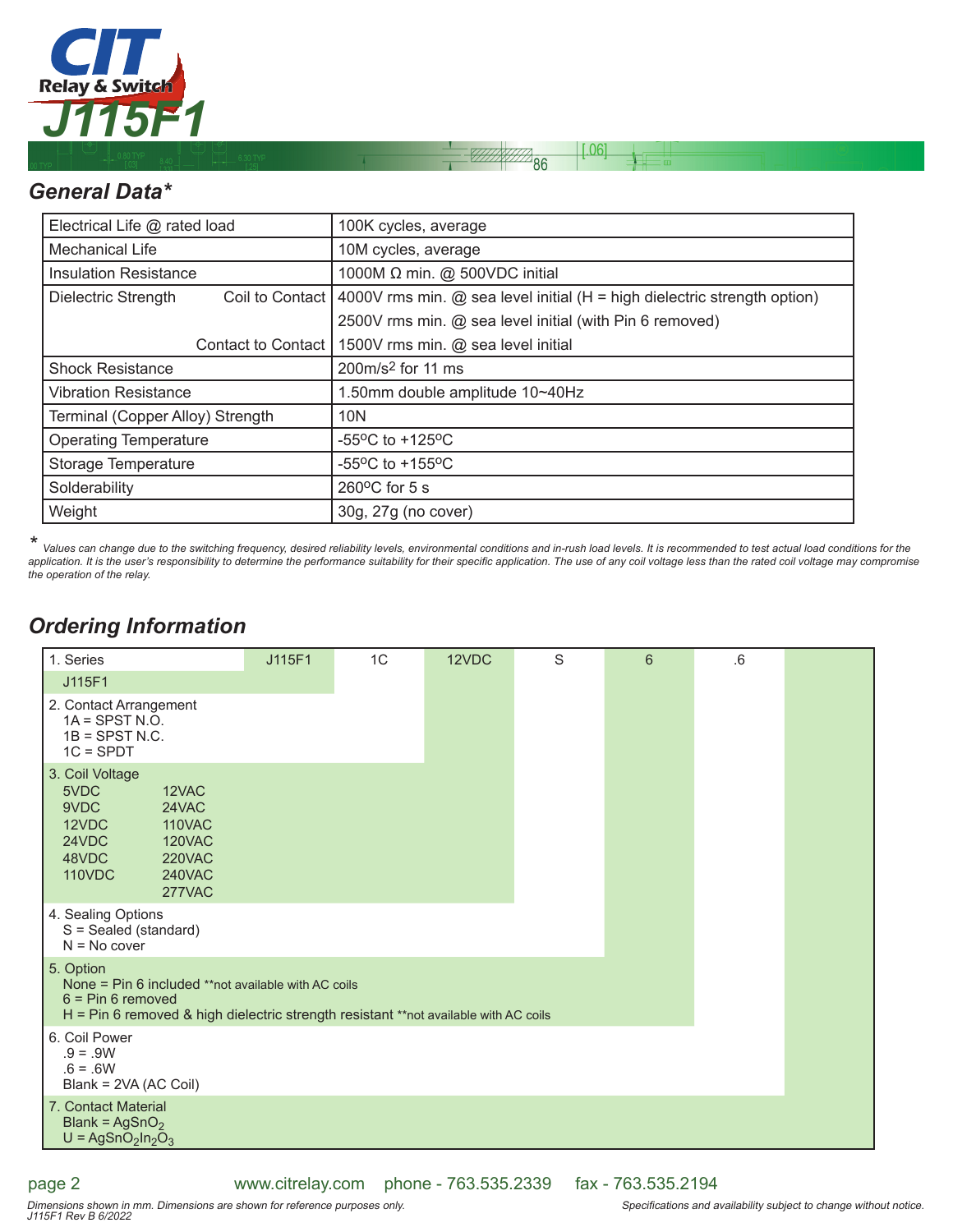## General Data*

| | |
|---|---|
| Electrical Life @ rated load | 100K cycles, average |
| Mechanical Life | 10M cycles, average |
| Insulation Resistance | 1000M Ω min. @ 500VDC initial |
| Dielectric Strength — Coil to Contact | 4000V rms min. @ sea level initial (H = high dielectric strength option) |
| | 2500V rms min. @ sea level initial (with Pin 6 removed) |
| Contact to Contact | 1500V rms min. @ sea level initial |
| Shock Resistance | $200 m/s^2$ for 11 ms |
| Vibration Resistance | 1.50mm double amplitude 10~40Hz |
| Terminal (Copper Alloy) Strength | 10N |
| Operating Temperature | -55ºC to +125ºC |
| Storage Temperature | -55ºC to +155ºC |
| Solderability | 260ºC for 5 s |
| Weight | 30g, 27g (no cover) |

*\* Values can change due to the switching frequency, desired reliability levels, environmental conditions and in-rush load levels. It is recommended to test actual load conditions for the application. It is the user's responsibility to determine the performance suitability for their specific application. The use of any coil voltage less than the rated coil voltage may compromise the operation of the relay.*

## Ordering Information

| 1. Series | J115F1 | 1C | 12VDC | S | 6 | .6 | |
|---|---|---|---|---|---|---|---|

1. Series
   - J115F1
2. Contact Arrangement
   - 1A = SPST N.O.
   - 1B = SPST N.C.
   - 1C = SPDT
3. Coil Voltage
   - 5VDC, 9VDC, 12VDC, 24VDC, 48VDC, 110VDC
   - 12VAC, 24VAC, 110VAC, 120VAC, 220VAC, 240VAC, 277VAC
4. Sealing Options
   - S = Sealed (standard)
   - N = No cover
5. Option
   - None = Pin 6 included **not available with AC coils
   - 6 = Pin 6 removed
   - H = Pin 6 removed & high dielectric strength resistant **not available with AC coils
6. Coil Power
   - .9 = .9W
   - .6 = .6W
   - Blank = 2VA (AC Coil)
7. Contact Material
   - Blank = $AgSnO_2$
   - U = $AgSnO_2In_2O_3$

*Dimensions shown in mm. Dimensions are shown for reference purposes only.*

*Specifications and availability subject to change without notice.*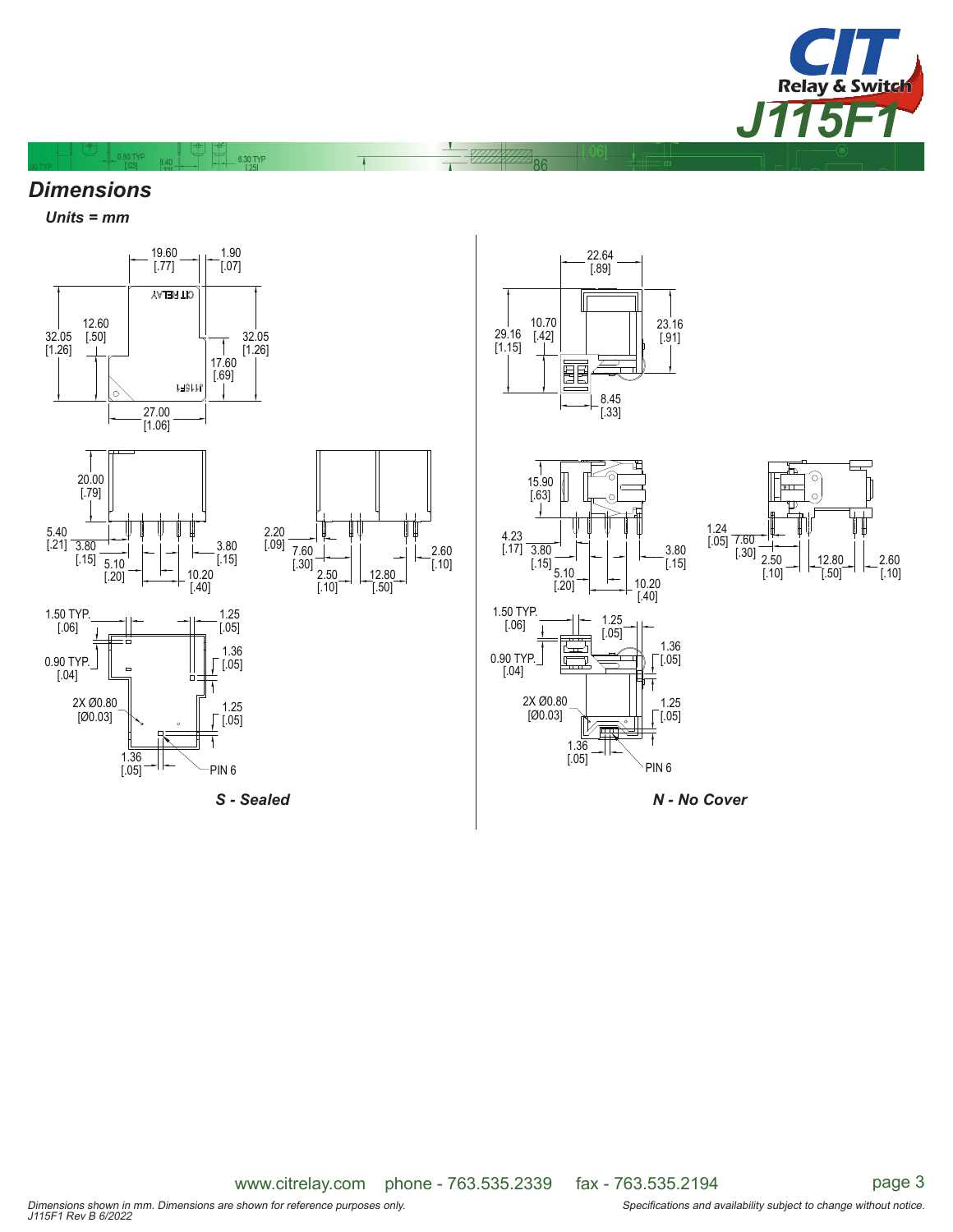## Dimensions

***Units = mm***

***S - Sealed***

***N - No Cover***

*Dimensions shown in mm. Dimensions are shown for reference purposes only.*
*J115F1 Rev B 6/2022*

*Specifications and availability subject to change without notice.*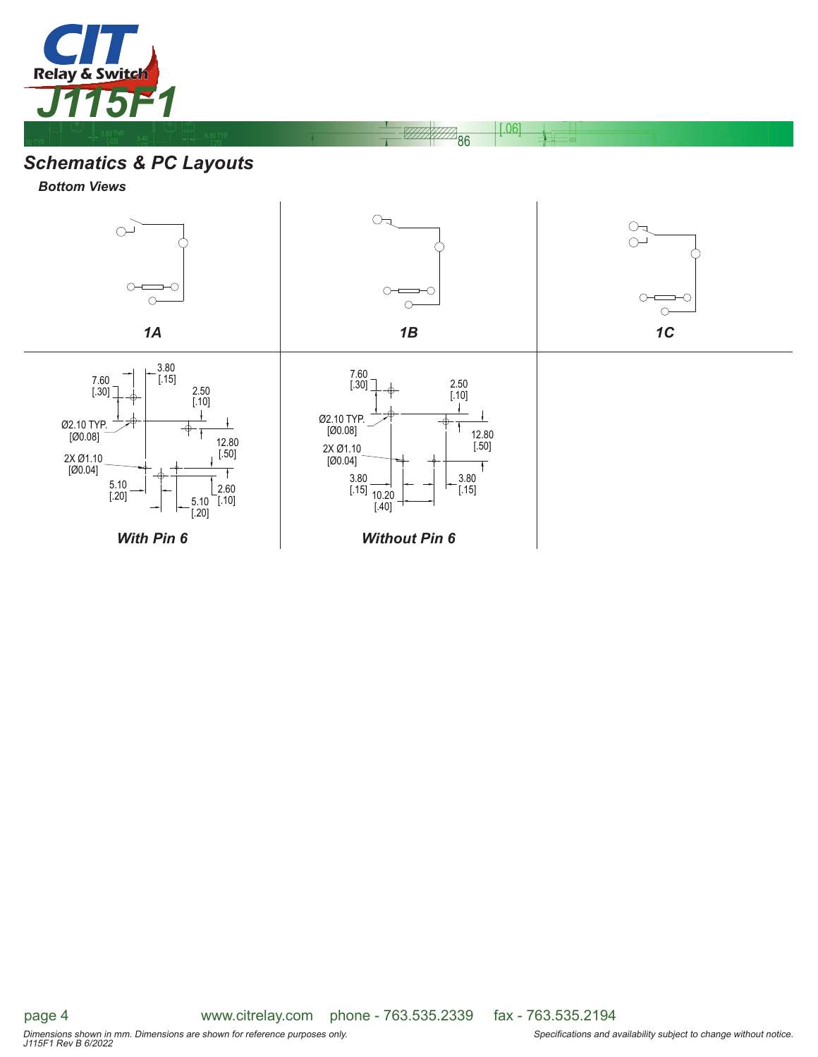## Schematics & PC Layouts

### *Bottom Views*

**1A**

**1B**

**1C**

7.60
[.30]
3.80
[.15]
2.50
[.10]
Ø2.10 TYP.
[Ø0.08]
12.80
[.50]
2X Ø1.10
[Ø0.04]
5.10
[.20]
2.60
[.10]
5.10
[.20]

***With Pin 6***

7.60
[.30]
2.50
[.10]
Ø2.10 TYP.
[Ø0.08]
12.80
[.50]
2X Ø1.10
[Ø0.04]
3.80
[.15]
10.20
[.40]
3.80
[.15]

***Without Pin 6***

www.citrelay.com phone - 763.535.2339 fax - 763.535.2194

*Dimensions shown in mm. Dimensions are shown for reference purposes only.*
*J115F1 Rev B 6/2022*

*Specifications and availability subject to change without notice.*